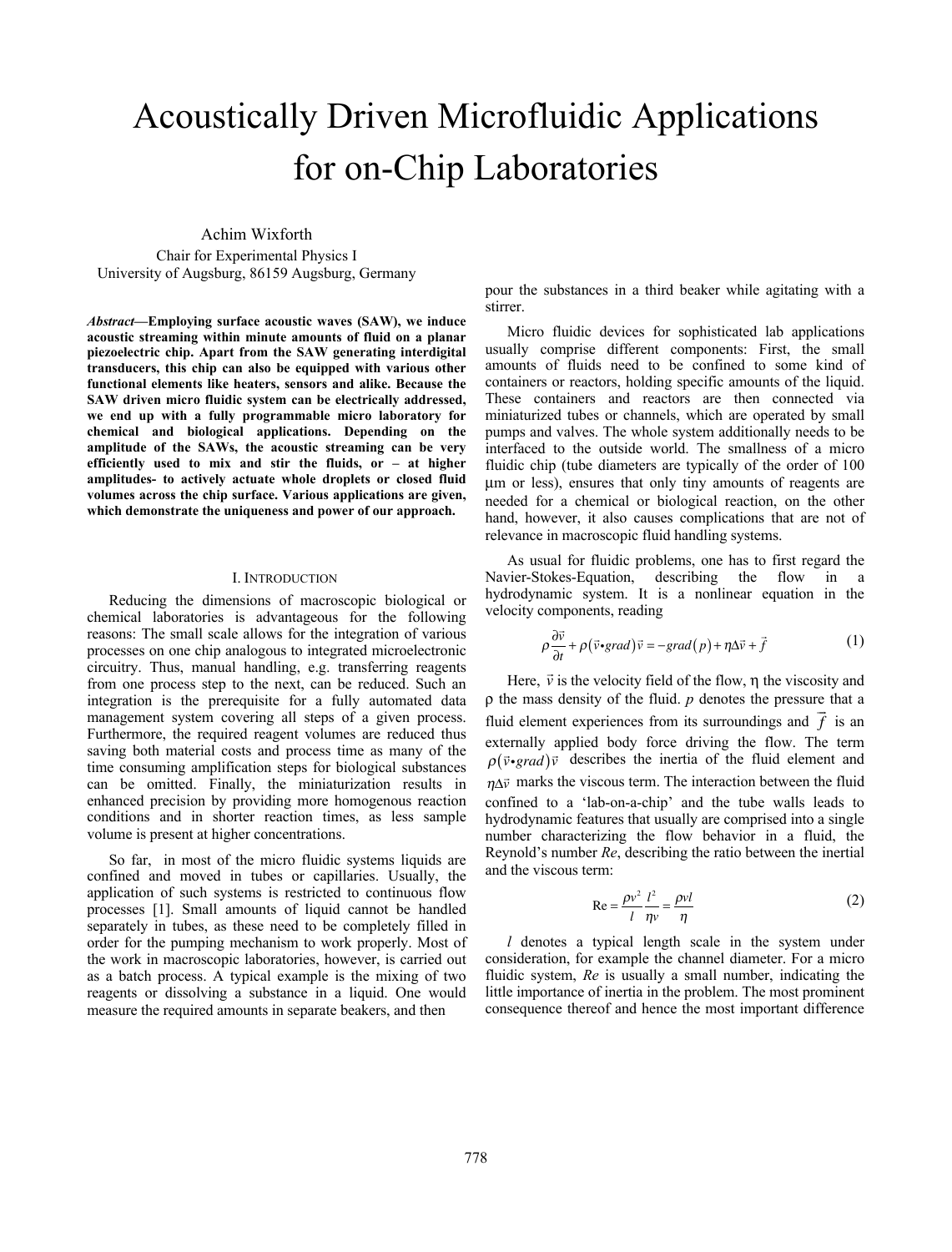# Acoustically Driven Microfluidic Applications for on-Chip Laboratories

Achim Wixforth
Chair for Experimental Physics I
University of Augsburg, 86159 Augsburg, Germany

***Abstract*—Employing surface acoustic waves (SAW), we induce acoustic streaming within minute amounts of fluid on a planar piezoelectric chip. Apart from the SAW generating interdigital transducers, this chip can also be equipped with various other functional elements like heaters, sensors and alike. Because the SAW driven micro fluidic system can be electrically addressed, we end up with a fully programmable micro laboratory for chemical and biological applications. Depending on the amplitude of the SAWs, the acoustic streaming can be very efficiently used to mix and stir the fluids, or – at higher amplitudes- to actively actuate whole droplets or closed fluid volumes across the chip surface. Various applications are given, which demonstrate the uniqueness and power of our approach.**

## I. Introduction

Reducing the dimensions of macroscopic biological or chemical laboratories is advantageous for the following reasons: The small scale allows for the integration of various processes on one chip analogous to integrated microelectronic circuitry. Thus, manual handling, e.g. transferring reagents from one process step to the next, can be reduced. Such an integration is the prerequisite for a fully automated data management system covering all steps of a given process. Furthermore, the required reagent volumes are reduced thus saving both material costs and process time as many of the time consuming amplification steps for biological substances can be omitted. Finally, the miniaturization results in enhanced precision by providing more homogenous reaction conditions and in shorter reaction times, as less sample volume is present at higher concentrations.

So far, in most of the micro fluidic systems liquids are confined and moved in tubes or capillaries. Usually, the application of such systems is restricted to continuous flow processes [1]. Small amounts of liquid cannot be handled separately in tubes, as these need to be completely filled in order for the pumping mechanism to work properly. Most of the work in macroscopic laboratories, however, is carried out as a batch process. A typical example is the mixing of two reagents or dissolving a substance in a liquid. One would measure the required amounts in separate beakers, and then pour the substances in a third beaker while agitating with a stirrer.

Micro fluidic devices for sophisticated lab applications usually comprise different components: First, the small amounts of fluids need to be confined to some kind of containers or reactors, holding specific amounts of the liquid. These containers and reactors are then connected via miniaturized tubes or channels, which are operated by small pumps and valves. The whole system additionally needs to be interfaced to the outside world. The smallness of a micro fluidic chip (tube diameters are typically of the order of 100 µm or less), ensures that only tiny amounts of reagents are needed for a chemical or biological reaction, on the other hand, however, it also causes complications that are not of relevance in macroscopic fluid handling systems.

As usual for fluidic problems, one has to first regard the Navier-Stokes-Equation, describing the flow in a hydrodynamic system. It is a nonlinear equation in the velocity components, reading

$$\rho\frac{\partial\vec{v}}{\partial t}+\rho\left(\vec{v}\bullet grad\right)\vec{v}=-grad\left(p\right)+\eta\Delta\vec{v}+\vec{f} \tag{1}$$

Here, $\vec{v}$ is the velocity field of the flow, $\eta$ the viscosity and $\rho$ the mass density of the fluid. $p$ denotes the pressure that a fluid element experiences from its surroundings and $\vec{f}$ is an externally applied body force driving the flow. The term $\rho\left(\vec{v}\bullet grad\right)\vec{v}$ describes the inertia of the fluid element and $\eta\Delta\vec{v}$ marks the viscous term. The interaction between the fluid confined to a 'lab-on-a-chip' and the tube walls leads to hydrodynamic features that usually are comprised into a single number characterizing the flow behavior in a fluid, the Reynold's number *Re*, describing the ratio between the inertial and the viscous term:

$$\mathrm{Re}=\frac{\rho v^2}{l}\frac{l^2}{\eta v}=\frac{\rho vl}{\eta} \tag{2}$$

*l* denotes a typical length scale in the system under consideration, for example the channel diameter. For a micro fluidic system, *Re* is usually a small number, indicating the little importance of inertia in the problem. The most prominent consequence thereof and hence the most important difference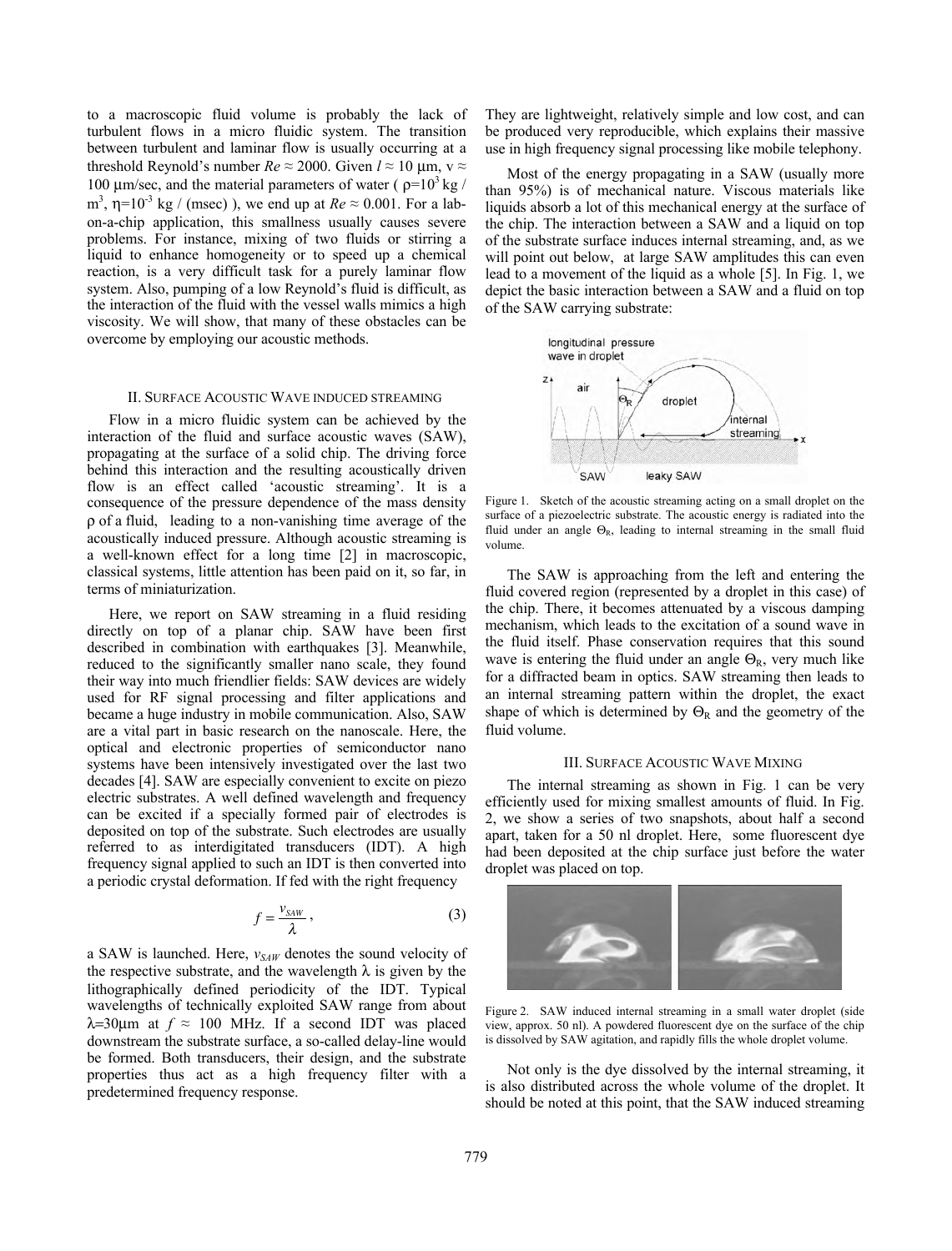to a macroscopic fluid volume is probably the lack of turbulent flows in a micro fluidic system. The transition between turbulent and laminar flow is usually occurring at a threshold Reynold's number $Re \approx 2000$. Given $l \approx 10$ µm, v ≈ 100 µm/sec, and the material parameters of water ( $\rho=10^3$ kg / m$^3$, $\eta=10^{-3}$ kg / (msec) ), we end up at $Re \approx 0.001$. For a lab-on-a-chip application, this smallness usually causes severe problems. For instance, mixing of two fluids or stirring a liquid to enhance homogeneity or to speed up a chemical reaction, is a very difficult task for a purely laminar flow system. Also, pumping of a low Reynold's fluid is difficult, as the interaction of the fluid with the vessel walls mimics a high viscosity. We will show, that many of these obstacles can be overcome by employing our acoustic methods.

## II. Surface Acoustic Wave induced streaming

Flow in a micro fluidic system can be achieved by the interaction of the fluid and surface acoustic waves (SAW), propagating at the surface of a solid chip. The driving force behind this interaction and the resulting acoustically driven flow is an effect called 'acoustic streaming'. It is a consequence of the pressure dependence of the mass density $\rho$ of a fluid, leading to a non-vanishing time average of the acoustically induced pressure. Although acoustic streaming is a well-known effect for a long time [2] in macroscopic, classical systems, little attention has been paid on it, so far, in terms of miniaturization.

Here, we report on SAW streaming in a fluid residing directly on top of a planar chip. SAW have been first described in combination with earthquakes [3]. Meanwhile, reduced to the significantly smaller nano scale, they found their way into much friendlier fields: SAW devices are widely used for RF signal processing and filter applications and became a huge industry in mobile communication. Also, SAW are a vital part in basic research on the nanoscale. Here, the optical and electronic properties of semiconductor nano systems have been intensively investigated over the last two decades [4]. SAW are especially convenient to excite on piezo electric substrates. A well defined wavelength and frequency can be excited if a specially formed pair of electrodes is deposited on top of the substrate. Such electrodes are usually referred to as interdigitated transducers (IDT). A high frequency signal applied to such an IDT is then converted into a periodic crystal deformation. If fed with the right frequency

$$f = \frac{v_{SAW}}{\lambda}, \tag{3}$$

a SAW is launched. Here, $v_{SAW}$ denotes the sound velocity of the respective substrate, and the wavelength $\lambda$ is given by the lithographically defined periodicity of the IDT. Typical wavelengths of technically exploited SAW range from about $\lambda$=30µm at $f \approx 100$ MHz. If a second IDT was placed downstream the substrate surface, a so-called delay-line would be formed. Both transducers, their design, and the substrate properties thus act as a high frequency filter with a predetermined frequency response. They are lightweight, relatively simple and low cost, and can be produced very reproducible, which explains their massive use in high frequency signal processing like mobile telephony.

Most of the energy propagating in a SAW (usually more than 95%) is of mechanical nature. Viscous materials like liquids absorb a lot of this mechanical energy at the surface of the chip. The interaction between a SAW and a liquid on top of the substrate surface induces internal streaming, and, as we will point out below, at large SAW amplitudes this can even lead to a movement of the liquid as a whole [5]. In Fig. 1, we depict the basic interaction between a SAW and a fluid on top of the SAW carrying substrate:

Figure 1. Sketch of the acoustic streaming acting on a small droplet on the surface of a piezoelectric substrate. The acoustic energy is radiated into the fluid under an angle $\Theta_R$, leading to internal streaming in the small fluid volume.

The SAW is approaching from the left and entering the fluid covered region (represented by a droplet in this case) of the chip. There, it becomes attenuated by a viscous damping mechanism, which leads to the excitation of a sound wave in the fluid itself. Phase conservation requires that this sound wave is entering the fluid under an angle $\Theta_R$, very much like for a diffracted beam in optics. SAW streaming then leads to an internal streaming pattern within the droplet, the exact shape of which is determined by $\Theta_R$ and the geometry of the fluid volume.

## III. Surface Acoustic Wave Mixing

The internal streaming as shown in Fig. 1 can be very efficiently used for mixing smallest amounts of fluid. In Fig. 2, we show a series of two snapshots, about half a second apart, taken for a 50 nl droplet. Here, some fluorescent dye had been deposited at the chip surface just before the water droplet was placed on top.

Figure 2. SAW induced internal streaming in a small water droplet (side view, approx. 50 nl). A powdered fluorescent dye on the surface of the chip is dissolved by SAW agitation, and rapidly fills the whole droplet volume.

Not only is the dye dissolved by the internal streaming, it is also distributed across the whole volume of the droplet. It should be noted at this point, that the SAW induced streaming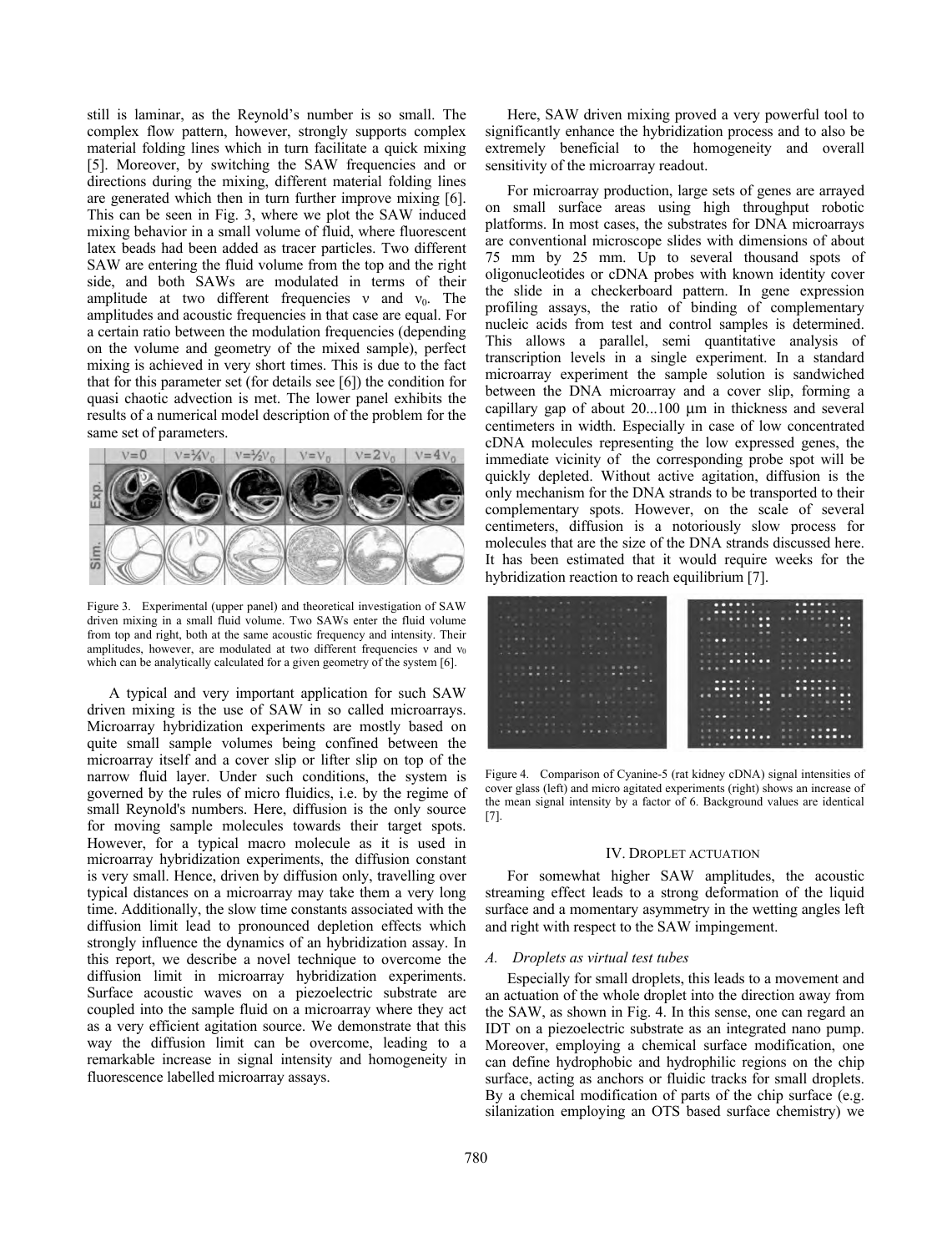still is laminar, as the Reynold's number is so small. The complex flow pattern, however, strongly supports complex material folding lines which in turn facilitate a quick mixing [5]. Moreover, by switching the SAW frequencies and or directions during the mixing, different material folding lines are generated which then in turn further improve mixing [6]. This can be seen in Fig. 3, where we plot the SAW induced mixing behavior in a small volume of fluid, where fluorescent latex beads had been added as tracer particles. Two different SAW are entering the fluid volume from the top and the right side, and both SAWs are modulated in terms of their amplitude at two different frequencies $\nu$ and $\nu_0$. The amplitudes and acoustic frequencies in that case are equal. For a certain ratio between the modulation frequencies (depending on the volume and geometry of the mixed sample), perfect mixing is achieved in very short times. This is due to the fact that for this parameter set (for details see [6]) the condition for quasi chaotic advection is met. The lower panel exhibits the results of a numerical model description of the problem for the same set of parameters.

Figure 3. Experimental (upper panel) and theoretical investigation of SAW driven mixing in a small fluid volume. Two SAWs enter the fluid volume from top and right, both at the same acoustic frequency and intensity. Their amplitudes, however, are modulated at two different frequencies $\nu$ and $\nu_0$ which can be analytically calculated for a given geometry of the system [6].

A typical and very important application for such SAW driven mixing is the use of SAW in so called microarrays. Microarray hybridization experiments are mostly based on quite small sample volumes being confined between the microarray itself and a cover slip or lifter slip on top of the narrow fluid layer. Under such conditions, the system is governed by the rules of micro fluidics, i.e. by the regime of small Reynold's numbers. Here, diffusion is the only source for moving sample molecules towards their target spots. However, for a typical macro molecule as it is used in microarray hybridization experiments, the diffusion constant is very small. Hence, driven by diffusion only, travelling over typical distances on a microarray may take them a very long time. Additionally, the slow time constants associated with the diffusion limit lead to pronounced depletion effects which strongly influence the dynamics of an hybridization assay. In this report, we describe a novel technique to overcome the diffusion limit in microarray hybridization experiments. Surface acoustic waves on a piezoelectric substrate are coupled into the sample fluid on a microarray where they act as a very efficient agitation source. We demonstrate that this way the diffusion limit can be overcome, leading to a remarkable increase in signal intensity and homogeneity in fluorescence labelled microarray assays.

Here, SAW driven mixing proved a very powerful tool to significantly enhance the hybridization process and to also be extremely beneficial to the homogeneity and overall sensitivity of the microarray readout.

For microarray production, large sets of genes are arrayed on small surface areas using high throughput robotic platforms. In most cases, the substrates for DNA microarrays are conventional microscope slides with dimensions of about 75 mm by 25 mm. Up to several thousand spots of oligonucleotides or cDNA probes with known identity cover the slide in a checkerboard pattern. In gene expression profiling assays, the ratio of binding of complementary nucleic acids from test and control samples is determined. This allows a parallel, semi quantitative analysis of transcription levels in a single experiment. In a standard microarray experiment the sample solution is sandwiched between the DNA microarray and a cover slip, forming a capillary gap of about 20...100 µm in thickness and several centimeters in width. Especially in case of low concentrated cDNA molecules representing the low expressed genes, the immediate vicinity of the corresponding probe spot will be quickly depleted. Without active agitation, diffusion is the only mechanism for the DNA strands to be transported to their complementary spots. However, on the scale of several centimeters, diffusion is a notoriously slow process for molecules that are the size of the DNA strands discussed here. It has been estimated that it would require weeks for the hybridization reaction to reach equilibrium [7].

Figure 4. Comparison of Cyanine-5 (rat kidney cDNA) signal intensities of cover glass (left) and micro agitated experiments (right) shows an increase of the mean signal intensity by a factor of 6. Background values are identical [7].

## IV. Droplet actuation

For somewhat higher SAW amplitudes, the acoustic streaming effect leads to a strong deformation of the liquid surface and a momentary asymmetry in the wetting angles left and right with respect to the SAW impingement.

### *A. Droplets as virtual test tubes*

Especially for small droplets, this leads to a movement and an actuation of the whole droplet into the direction away from the SAW, as shown in Fig. 4. In this sense, one can regard an IDT on a piezoelectric substrate as an integrated nano pump. Moreover, employing a chemical surface modification, one can define hydrophobic and hydrophilic regions on the chip surface, acting as anchors or fluidic tracks for small droplets. By a chemical modification of parts of the chip surface (e.g. silanization employing an OTS based surface chemistry) we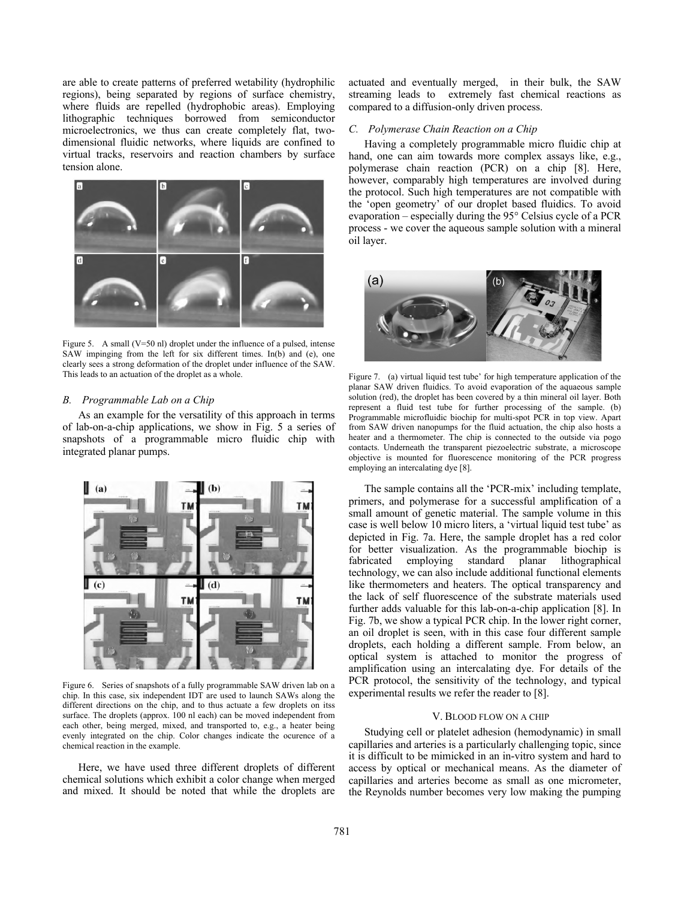are able to create patterns of preferred wetability (hydrophilic regions), being separated by regions of surface chemistry, where fluids are repelled (hydrophobic areas). Employing lithographic techniques borrowed from semiconductor microelectronics, we thus can create completely flat, two-dimensional fluidic networks, where liquids are confined to virtual tracks, reservoirs and reaction chambers by surface tension alone.

Figure 5. A small (V=50 nl) droplet under the influence of a pulsed, intense SAW impinging from the left for six different times. In(b) and (e), one clearly sees a strong deformation of the droplet under influence of the SAW. This leads to an actuation of the droplet as a whole.

### *B. Programmable Lab on a Chip*

As an example for the versatility of this approach in terms of lab-on-a-chip applications, we show in Fig. 5 a series of snapshots of a programmable micro fluidic chip with integrated planar pumps.

Figure 6. Series of snapshots of a fully programmable SAW driven lab on a chip. In this case, six independent IDT are used to launch SAWs along the different directions on the chip, and to thus actuate a few droplets on itss surface. The droplets (approx. 100 nl each) can be moved independent from each other, being merged, mixed, and transported to, e.g., a heater being evenly integrated on the chip. Color changes indicate the ocurence of a chemical reaction in the example.

Here, we have used three different droplets of different chemical solutions which exhibit a color change when merged and mixed. It should be noted that while the droplets are actuated and eventually merged, in their bulk, the SAW streaming leads to extremely fast chemical reactions as compared to a diffusion-only driven process.

### *C. Polymerase Chain Reaction on a Chip*

Having a completely programmable micro fluidic chip at hand, one can aim towards more complex assays like, e.g., polymerase chain reaction (PCR) on a chip [8]. Here, however, comparably high temperatures are involved during the protocol. Such high temperatures are not compatible with the 'open geometry' of our droplet based fluidics. To avoid evaporation – especially during the 95° Celsius cycle of a PCR process - we cover the aqueous sample solution with a mineral oil layer.

Figure 7. (a) virtual liquid test tube' for high temperature application of the planar SAW driven fluidics. To avoid evaporation of the aquaeous sample solution (red), the droplet has been covered by a thin mineral oil layer. Both represent a fluid test tube for further processing of the sample. (b) Programmable microfluidic biochip for multi-spot PCR in top view. Apart from SAW driven nanopumps for the fluid actuation, the chip also hosts a heater and a thermometer. The chip is connected to the outside via pogo contacts. Underneath the transparent piezoelectric substrate, a microscope objective is mounted for fluorescence monitoring of the PCR progress employing an intercalating dye [8].

The sample contains all the 'PCR-mix' including template, primers, and polymerase for a successful amplification of a small amount of genetic material. The sample volume in this case is well below 10 micro liters, a 'virtual liquid test tube' as depicted in Fig. 7a. Here, the sample droplet has a red color for better visualization. As the programmable biochip is fabricated employing standard planar lithographical technology, we can also include additional functional elements like thermometers and heaters. The optical transparency and the lack of self fluorescence of the substrate materials used further adds valuable for this lab-on-a-chip application [8]. In Fig. 7b, we show a typical PCR chip. In the lower right corner, an oil droplet is seen, with in this case four different sample droplets, each holding a different sample. From below, an optical system is attached to monitor the progress of amplification using an intercalating dye. For details of the PCR protocol, the sensitivity of the technology, and typical experimental results we refer the reader to [8].

## V. BLOOD FLOW ON A CHIP

Studying cell or platelet adhesion (hemodynamic) in small capillaries and arteries is a particularly challenging topic, since it is difficult to be mimicked in an in-vitro system and hard to access by optical or mechanical means. As the diameter of capillaries and arteries become as small as one micrometer, the Reynolds number becomes very low making the pumping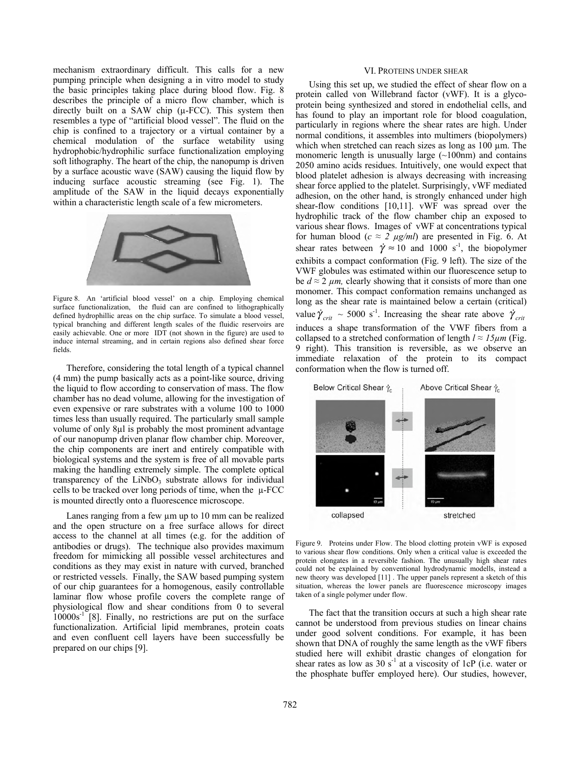mechanism extraordinary difficult. This calls for a new pumping principle when designing a in vitro model to study the basic principles taking place during blood flow. Fig. 8 describes the principle of a micro flow chamber, which is directly built on a SAW chip (μ-FCC). This system then resembles a type of "artificial blood vessel". The fluid on the chip is confined to a trajectory or a virtual container by a chemical modulation of the surface wetability using hydrophobic/hydrophilic surface functionalization employing soft lithography. The heart of the chip, the nanopump is driven by a surface acoustic wave (SAW) causing the liquid flow by inducing surface acoustic streaming (see Fig. 1). The amplitude of the SAW in the liquid decays exponentially within a characteristic length scale of a few micrometers.

Figure 8. An 'artificial blood vessel' on a chip. Employing chemical surface functionalization, the fluid can are confined to lithographically defined hydrophillic areas on the chip surface. To simulate a blood vessel, typical branching and different length scales of the fluidic reservoirs are easily achievable. One or more IDT (not shown in the figure) are used to induce internal streaming, and in certain regions also defined shear force fields.

Therefore, considering the total length of a typical channel (4 mm) the pump basically acts as a point-like source, driving the liquid to flow according to conservation of mass. The flow chamber has no dead volume, allowing for the investigation of even expensive or rare substrates with a volume 100 to 1000 times less than usually required. The particularly small sample volume of only 8μl is probably the most prominent advantage of our nanopump driven planar flow chamber chip. Moreover, the chip components are inert and entirely compatible with biological systems and the system is free of all movable parts making the handling extremely simple. The complete optical transparency of the $LiNbO_3$ substrate allows for individual cells to be tracked over long periods of time, when the μ-FCC is mounted directly onto a fluorescence microscope.

Lanes ranging from a few μm up to 10 mm can be realized and the open structure on a free surface allows for direct access to the channel at all times (e.g. for the addition of antibodies or drugs). The technique also provides maximum freedom for mimicking all possible vessel architectures and conditions as they may exist in nature with curved, branched or restricted vessels. Finally, the SAW based pumping system of our chip guarantees for a homogenous, easily controllable laminar flow whose profile covers the complete range of physiological flow and shear conditions from 0 to several $10000 s^{-1}$ [8]. Finally, no restrictions are put on the surface functionalization. Artificial lipid membranes, protein coats and even confluent cell layers have been successfully be prepared on our chips [9].

## VI. Proteins under Shear

Using this set up, we studied the effect of shear flow on a protein called von Willebrand factor (vWF). It is a glyco-protein being synthesized and stored in endothelial cells, and has found to play an important role for blood coagulation, particularly in regions where the shear rates are high. Under normal conditions, it assembles into multimers (biopolymers) which when stretched can reach sizes as long as 100 μm. The monomeric length is unusually large (~100nm) and contains 2050 amino acids residues. Intuitively, one would expect that blood platelet adhesion is always decreasing with increasing shear force applied to the platelet. Surprisingly, vWF mediated adhesion, on the other hand, is strongly enhanced under high shear-flow conditions [10,11]. vWF was spread over the hydrophilic track of the flow chamber chip an exposed to various shear flows. Images of vWF at concentrations typical for human blood ($c \approx 2$ *μg/ml*) are presented in Fig. 6. At shear rates between $\dot{\gamma} \approx 10$ and $1000\ s^{-1}$, the biopolymer exhibits a compact conformation (Fig. 9 left). The size of the VWF globules was estimated within our fluorescence setup to be $d \approx 2$ *μm,* clearly showing that it consists of more than one monomer. This compact conformation remains unchanged as long as the shear rate is maintained below a certain (critical) value $\dot{\gamma}_{crit} \sim 5000\ s^{-1}$. Increasing the shear rate above $\dot{\gamma}_{crit}$ induces a shape transformation of the VWF fibers from a collapsed to a stretched conformation of length $l \approx 15 \mu m$ (Fig. 9 right). This transition is reversible, as we observe an immediate relaxation of the protein to its compact conformation when the flow is turned off.

Figure 9. Proteins under Flow. The blood clotting protein vWF is exposed to various shear flow conditions. Only when a critical value is exceeded the protein elongates in a reversible fashion. The unusually high shear rates could not be explained by conventional hydrodynamic modells, instead a new theory was developed [11] . The upper panels represent a sketch of this situation, whereas the lower panels are fluorescence microscopy images taken of a single polymer under flow.

The fact that the transition occurs at such a high shear rate cannot be understood from previous studies on linear chains under good solvent conditions. For example, it has been shown that DNA of roughly the same length as the vWF fibers studied here will exhibit drastic changes of elongation for shear rates as low as $30\ s^{-1}$ at a viscosity of 1cP (i.e. water or the phosphate buffer employed here). Our studies, however,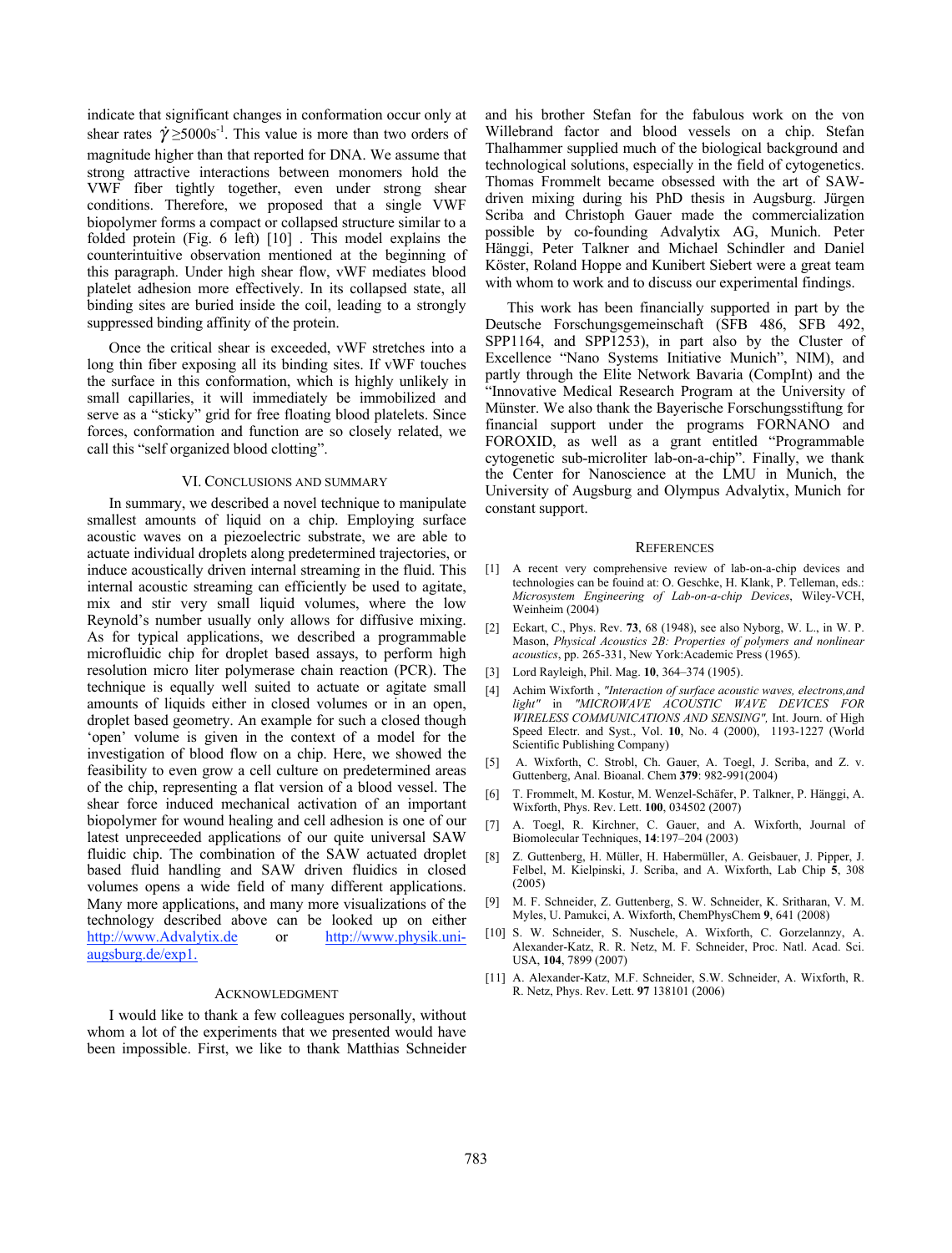indicate that significant changes in conformation occur only at shear rates $\dot{\gamma} \geq 5000\text{s}^{-1}$. This value is more than two orders of magnitude higher than that reported for DNA. We assume that strong attractive interactions between monomers hold the VWF fiber tightly together, even under strong shear conditions. Therefore, we proposed that a single VWF biopolymer forms a compact or collapsed structure similar to a folded protein (Fig. 6 left) [10] . This model explains the counterintuitive observation mentioned at the beginning of this paragraph. Under high shear flow, vWF mediates blood platelet adhesion more effectively. In its collapsed state, all binding sites are buried inside the coil, leading to a strongly suppressed binding affinity of the protein.

Once the critical shear is exceeded, vWF stretches into a long thin fiber exposing all its binding sites. If vWF touches the surface in this conformation, which is highly unlikely in small capillaries, it will immediately be immobilized and serve as a "sticky" grid for free floating blood platelets. Since forces, conformation and function are so closely related, we call this "self organized blood clotting".

## VI. Conclusions and Summary

In summary, we described a novel technique to manipulate smallest amounts of liquid on a chip. Employing surface acoustic waves on a piezoelectric substrate, we are able to actuate individual droplets along predetermined trajectories, or induce acoustically driven internal streaming in the fluid. This internal acoustic streaming can efficiently be used to agitate, mix and stir very small liquid volumes, where the low Reynold's number usually only allows for diffusive mixing. As for typical applications, we described a programmable microfluidic chip for droplet based assays, to perform high resolution micro liter polymerase chain reaction (PCR). The technique is equally well suited to actuate or agitate small amounts of liquids either in closed volumes or in an open, droplet based geometry. An example for such a closed though 'open' volume is given in the context of a model for the investigation of blood flow on a chip. Here, we showed the feasibility to even grow a cell culture on predetermined areas of the chip, representing a flat version of a blood vessel. The shear force induced mechanical activation of an important biopolymer for wound healing and cell adhesion is one of our latest unpreceeded applications of our quite universal SAW fluidic chip. The combination of the SAW actuated droplet based fluid handling and SAW driven fluidics in closed volumes opens a wide field of many different applications. Many more applications, and many more visualizations of the technology described above can be looked up on either http://www.Advalytix.de or http://www.physik.uni-augsburg.de/exp1.

## Acknowledgment

I would like to thank a few colleagues personally, without whom a lot of the experiments that we presented would have been impossible. First, we like to thank Matthias Schneider and his brother Stefan for the fabulous work on the von Willebrand factor and blood vessels on a chip. Stefan Thalhammer supplied much of the biological background and technological solutions, especially in the field of cytogenetics. Thomas Frommelt became obsessed with the art of SAW-driven mixing during his PhD thesis in Augsburg. Jürgen Scriba and Christoph Gauer made the commercialization possible by co-founding Advalytix AG, Munich. Peter Hänggi, Peter Talkner and Michael Schindler and Daniel Köster, Roland Hoppe and Kunibert Siebert were a great team with whom to work and to discuss our experimental findings.

This work has been financially supported in part by the Deutsche Forschungsgemeinschaft (SFB 486, SFB 492, SPP1164, and SPP1253), in part also by the Cluster of Excellence "Nano Systems Initiative Munich", NIM), and partly through the Elite Network Bavaria (CompInt) and the "Innovative Medical Research Program at the University of Münster. We also thank the Bayerische Forschungsstiftung for financial support under the programs FORNANO and FOROXID, as well as a grant entitled "Programmable cytogenetic sub-microliter lab-on-a-chip". Finally, we thank the Center for Nanoscience at the LMU in Munich, the University of Augsburg and Olympus Advalytix, Munich for constant support.

## References

[1] A recent very comprehensive review of lab-on-a-chip devices and technologies can be foind at: O. Geschke, H. Klank, P. Telleman, eds.: *Microsystem Engineering of Lab-on-a-chip Devices*, Wiley-VCH, Weinheim (2004)

[2] Eckart, C., Phys. Rev. **73**, 68 (1948), see also Nyborg, W. L., in W. P. Mason, *Physical Acoustics 2B: Properties of polymers and nonlinear acoustics*, pp. 265-331, New York:Academic Press (1965).

[3] Lord Rayleigh, Phil. Mag. **10**, 364–374 (1905).

[4] Achim Wixforth , *"Interaction of surface acoustic waves, electrons,and light"* in *"MICROWAVE ACOUSTIC WAVE DEVICES FOR WIRELESS COMMUNICATIONS AND SENSING"*, Int. Journ. of High Speed Electr. and Syst., Vol. **10**, No. 4 (2000), 1193-1227 (World Scientific Publishing Company)

[5] A. Wixforth, C. Strobl, Ch. Gauer, A. Toegl, J. Scriba, and Z. v. Guttenberg, Anal. Bioanal. Chem **379**: 982-991(2004)

[6] T. Frommelt, M. Kostur, M. Wenzel-Schäfer, P. Talkner, P. Hänggi, A. Wixforth, Phys. Rev. Lett. **100**, 034502 (2007)

[7] A. Toegl, R. Kirchner, C. Gauer, and A. Wixforth, Journal of Biomolecular Techniques, **14**:197–204 (2003)

[8] Z. Guttenberg, H. Müller, H. Habermüller, A. Geisbauer, J. Pipper, J. Felbel, M. Kielpinski, J. Scriba, and A. Wixforth, Lab Chip **5**, 308 (2005)

[9] M. F. Schneider, Z. Guttenberg, S. W. Schneider, K. Sritharan, V. M. Myles, U. Pamukci, A. Wixforth, ChemPhysChem **9**, 641 (2008)

[10] S. W. Schneider, S. Nuschele, A. Wixforth, C. Gorzelannzy, A. Alexander-Katz, R. R. Netz, M. F. Schneider, Proc. Natl. Acad. Sci. USA, **104**, 7899 (2007)

[11] A. Alexander-Katz, M.F. Schneider, S.W. Schneider, A. Wixforth, R. R. Netz, Phys. Rev. Lett. **97** 138101 (2006)